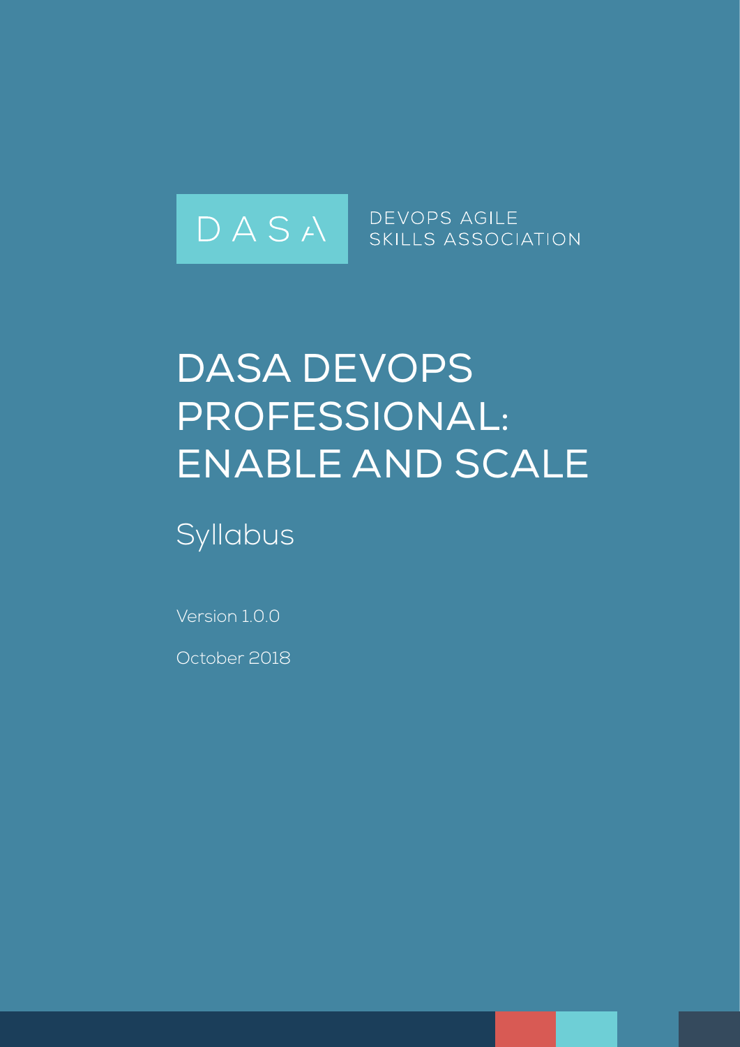DASA

DEVOPS AGILE SKILLS ASSOCIATION

# DASA DEVOPS PROFESSIONAL: ENABLE AND SCALE

## Syllabus

Version 1.0.0

October 2018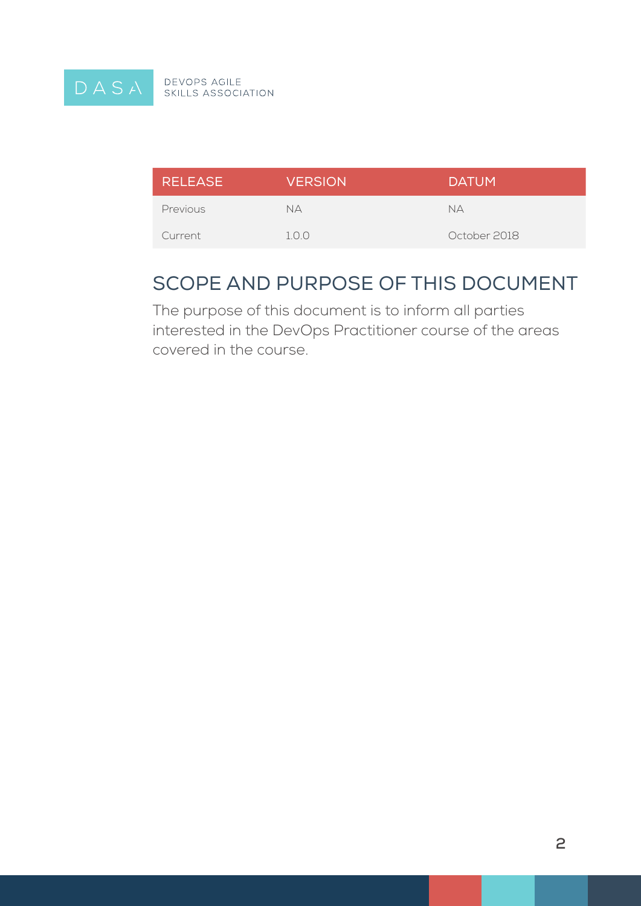| RELEASE | VERSION | DATUM |
| --- | --- | --- |
| Previous | NA | NA |
| Current | 1.0.0 | October 2018 |

## SCOPE AND PURPOSE OF THIS DOCUMENT

The purpose of this document is to inform all parties interested in the DevOps Practitioner course of the areas covered in the course.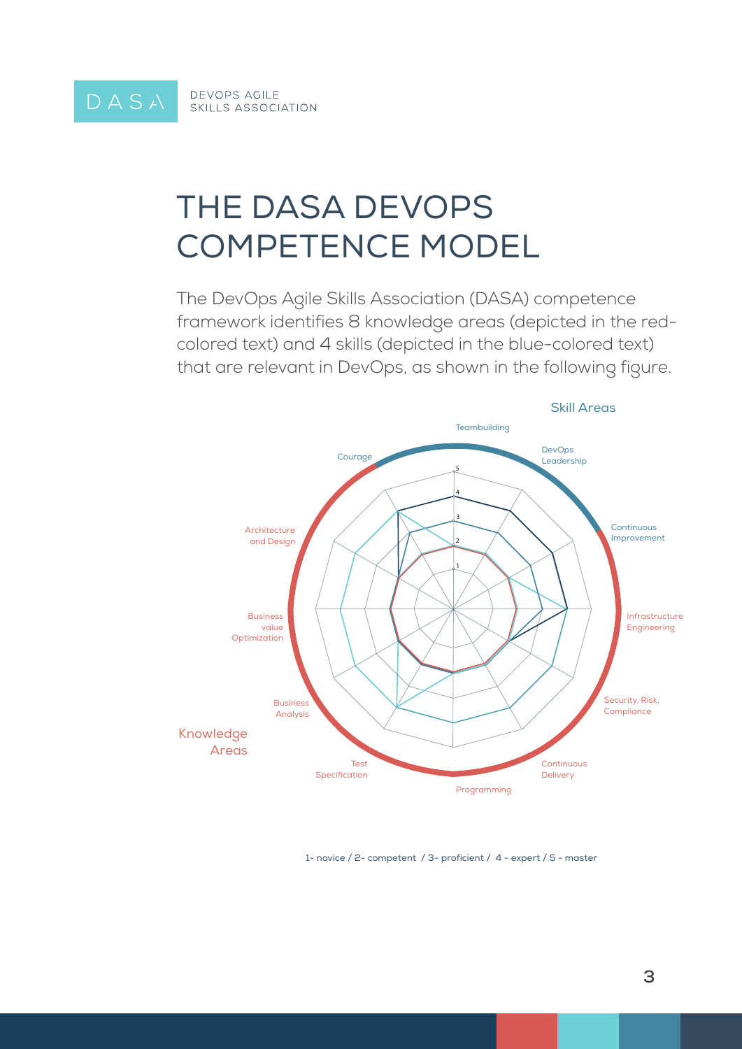# THE DASA DEVOPS COMPETENCE MODEL

The DevOps Agile Skills Association (DASA) competence framework identifies 8 knowledge areas (depicted in the red-colored text) and 4 skills (depicted in the blue-colored text) that are relevant in DevOps, as shown in the following figure.

Skill Areas

Teambuilding

DevOps Leadership

Continuous Improvement

Courage

Architecture and Design

Business value Optimization

Business Analysis

Test Specification

Programming

Continuous Delivery

Security, Risk, Compliance

Infrastructure Engineering

Knowledge Areas

1- novice / 2- competent / 3- proficient / 4 - expert / 5 - master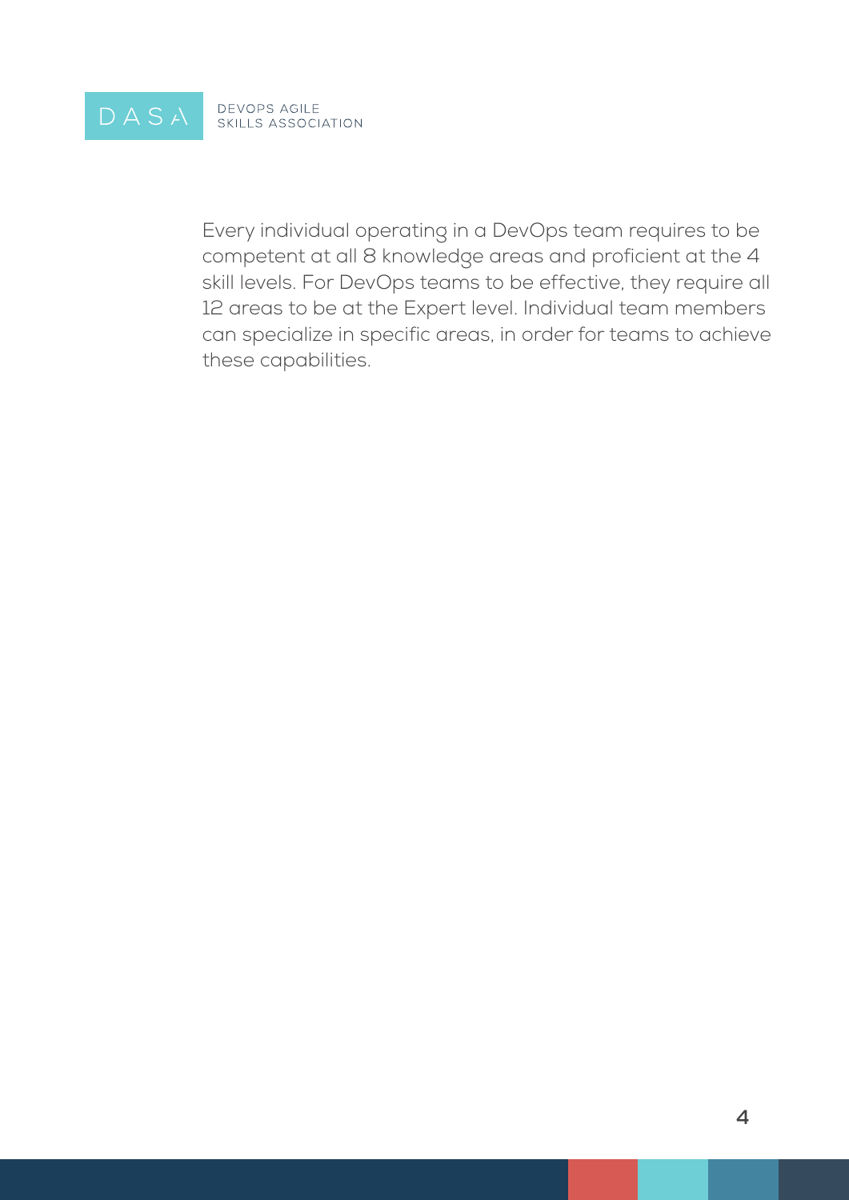Every individual operating in a DevOps team requires to be competent at all 8 knowledge areas and proficient at the 4 skill levels. For DevOps teams to be effective, they require all 12 areas to be at the Expert level. Individual team members can specialize in specific areas, in order for teams to achieve these capabilities.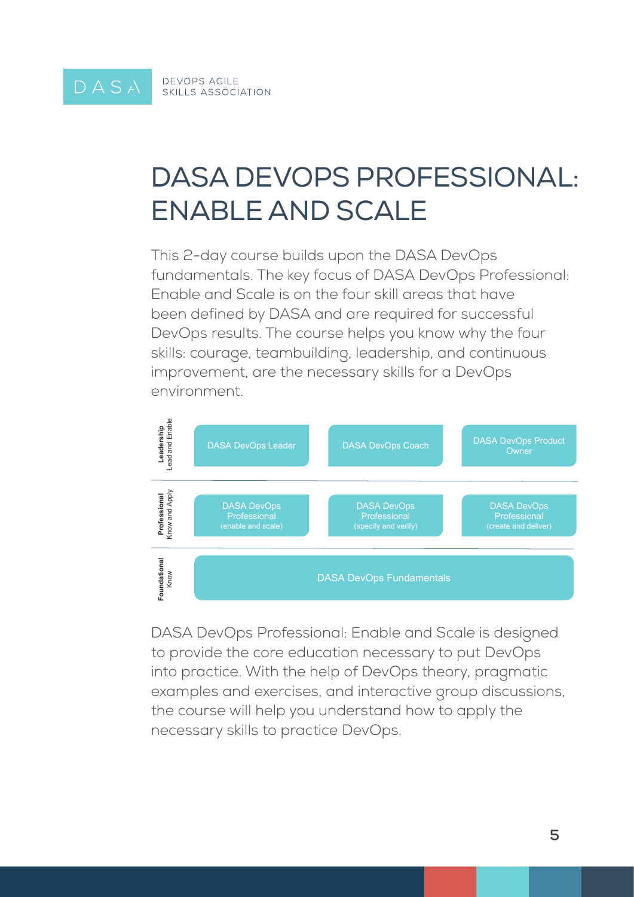# DASA DEVOPS PROFESSIONAL: ENABLE AND SCALE

This 2-day course builds upon the DASA DevOps fundamentals. The key focus of DASA DevOps Professional: Enable and Scale is on the four skill areas that have been defined by DASA and are required for successful DevOps results. The course helps you know why the four skills: courage, teambuilding, leadership, and continuous improvement, are the necessary skills for a DevOps environment.

| Level | | | |
|---|---|---|---|
| **Leadership** Lead and Enable | DASA DevOps Leader | DASA DevOps Coach | DASA DevOps Product Owner |
| **Professional** Know and Apply | DASA DevOps Professional (enable and scale) | DASA DevOps Professional (specify and verify) | DASA DevOps Professional (create and deliver) |
| **Foundational** Know | DASA DevOps Fundamentals | | |

DASA DevOps Professional: Enable and Scale is designed to provide the core education necessary to put DevOps into practice. With the help of DevOps theory, pragmatic examples and exercises, and interactive group discussions, the course will help you understand how to apply the necessary skills to practice DevOps.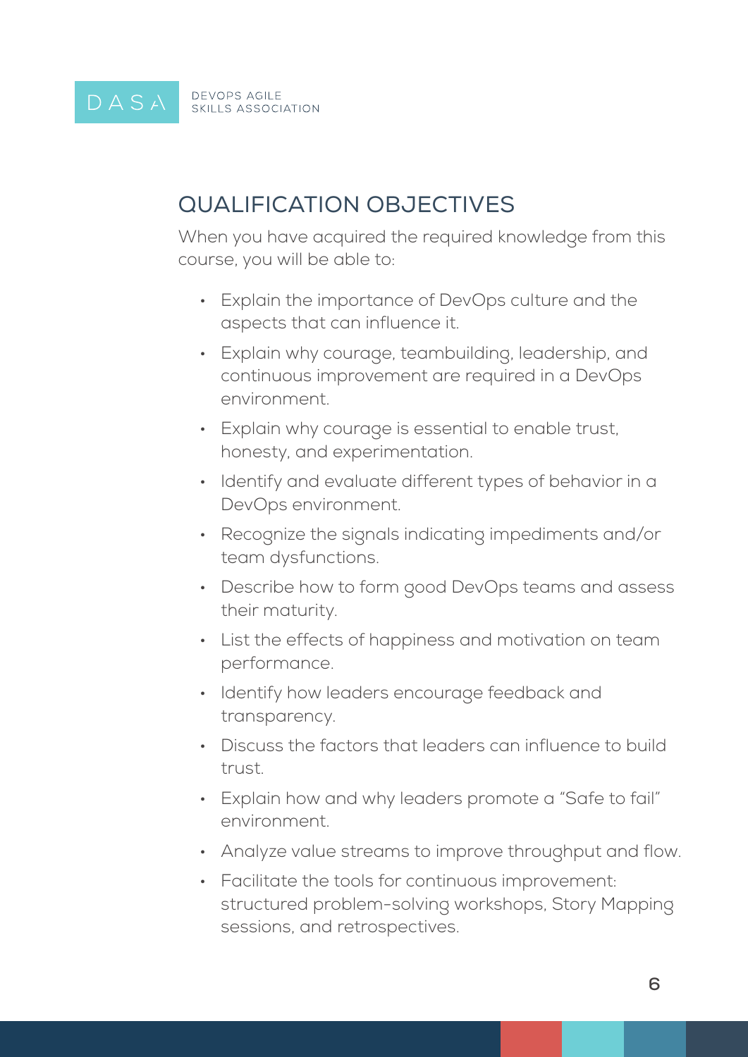## QUALIFICATION OBJECTIVES

When you have acquired the required knowledge from this course, you will be able to:

- Explain the importance of DevOps culture and the aspects that can influence it.
- Explain why courage, teambuilding, leadership, and continuous improvement are required in a DevOps environment.
- Explain why courage is essential to enable trust, honesty, and experimentation.
- Identify and evaluate different types of behavior in a DevOps environment.
- Recognize the signals indicating impediments and/or team dysfunctions.
- Describe how to form good DevOps teams and assess their maturity.
- List the effects of happiness and motivation on team performance.
- Identify how leaders encourage feedback and transparency.
- Discuss the factors that leaders can influence to build trust.
- Explain how and why leaders promote a "Safe to fail" environment.
- Analyze value streams to improve throughput and flow.
- Facilitate the tools for continuous improvement: structured problem-solving workshops, Story Mapping sessions, and retrospectives.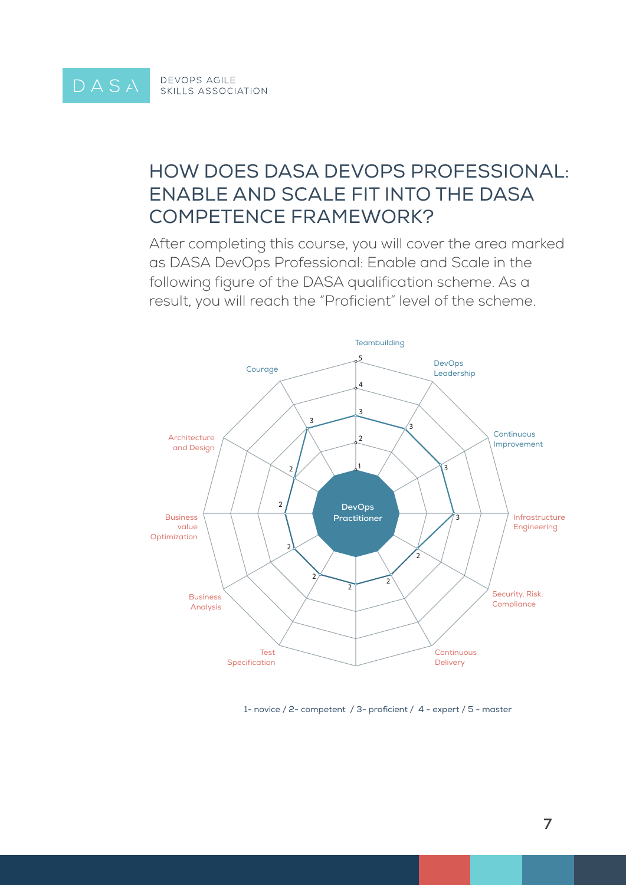# HOW DOES DASA DEVOPS PROFESSIONAL: ENABLE AND SCALE FIT INTO THE DASA COMPETENCE FRAMEWORK?

After completing this course, you will cover the area marked as DASA DevOps Professional: Enable and Scale in the following figure of the DASA qualification scheme. As a result, you will reach the "Proficient" level of the scheme.

| Competence | Level |
|---|---|
| Teambuilding | 3 |
| DevOps Leadership | 3 |
| Continuous Improvement | 3 |
| Infrastructure Engineering | 3 |
| Security, Risk, Compliance | 2 |
| Continuous Delivery | 2 |
| Test Specification | 2 |
| Business Analysis | 2 |
| Business value Optimization | 2 |
| Architecture and Design | 2 |
| Courage | 3 |

DevOps Practitioner

1- novice / 2- competent / 3- proficient / 4 - expert / 5 - master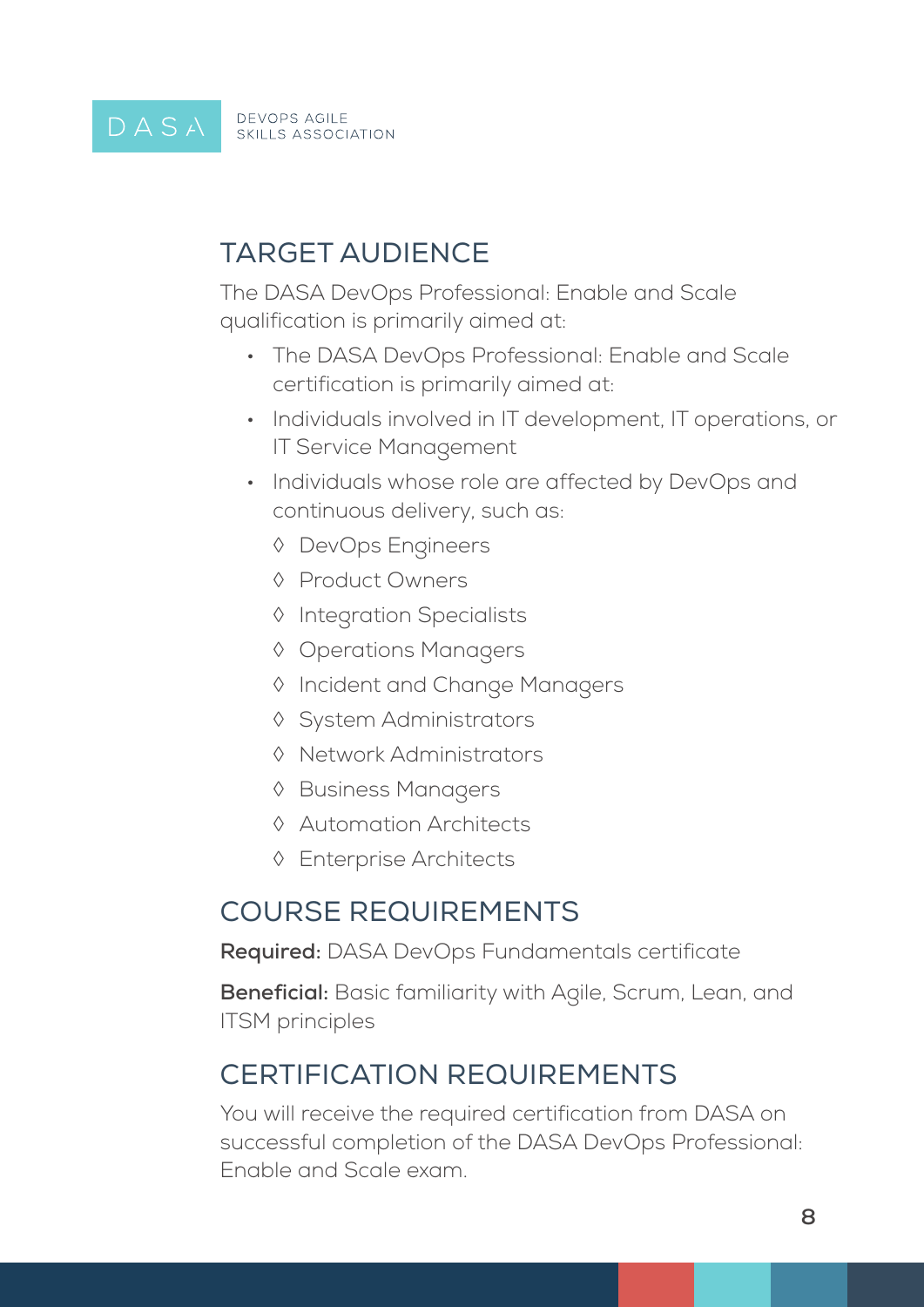## TARGET AUDIENCE

The DASA DevOps Professional: Enable and Scale qualification is primarily aimed at:

- The DASA DevOps Professional: Enable and Scale certification is primarily aimed at:
- Individuals involved in IT development, IT operations, or IT Service Management
- Individuals whose role are affected by DevOps and continuous delivery, such as:
  - ◊ DevOps Engineers
  - ◊ Product Owners
  - ◊ Integration Specialists
  - ◊ Operations Managers
  - ◊ Incident and Change Managers
  - ◊ System Administrators
  - ◊ Network Administrators
  - ◊ Business Managers
  - ◊ Automation Architects
  - ◊ Enterprise Architects

## COURSE REQUIREMENTS

**Required:** DASA DevOps Fundamentals certificate

**Beneficial:** Basic familiarity with Agile, Scrum, Lean, and ITSM principles

## CERTIFICATION REQUIREMENTS

You will receive the required certification from DASA on successful completion of the DASA DevOps Professional: Enable and Scale exam.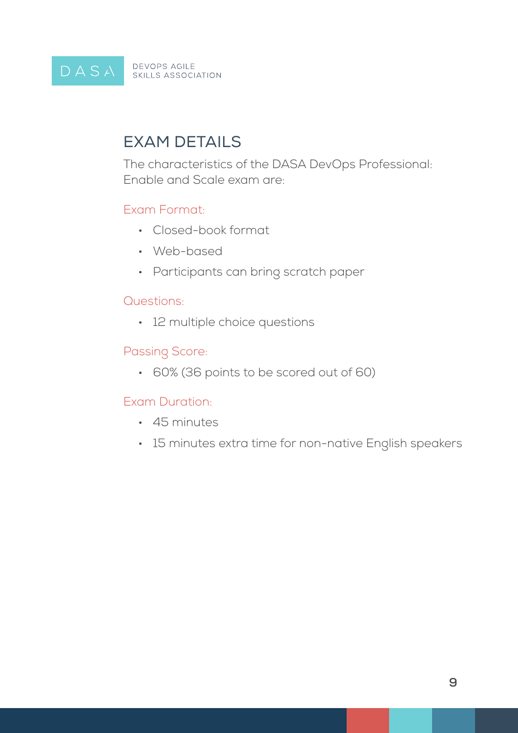## EXAM DETAILS

The characteristics of the DASA DevOps Professional: Enable and Scale exam are:

### Exam Format:

- Closed-book format
- Web-based
- Participants can bring scratch paper

### Questions:

- 12 multiple choice questions

### Passing Score:

- 60% (36 points to be scored out of 60)

### Exam Duration:

- 45 minutes
- 15 minutes extra time for non-native English speakers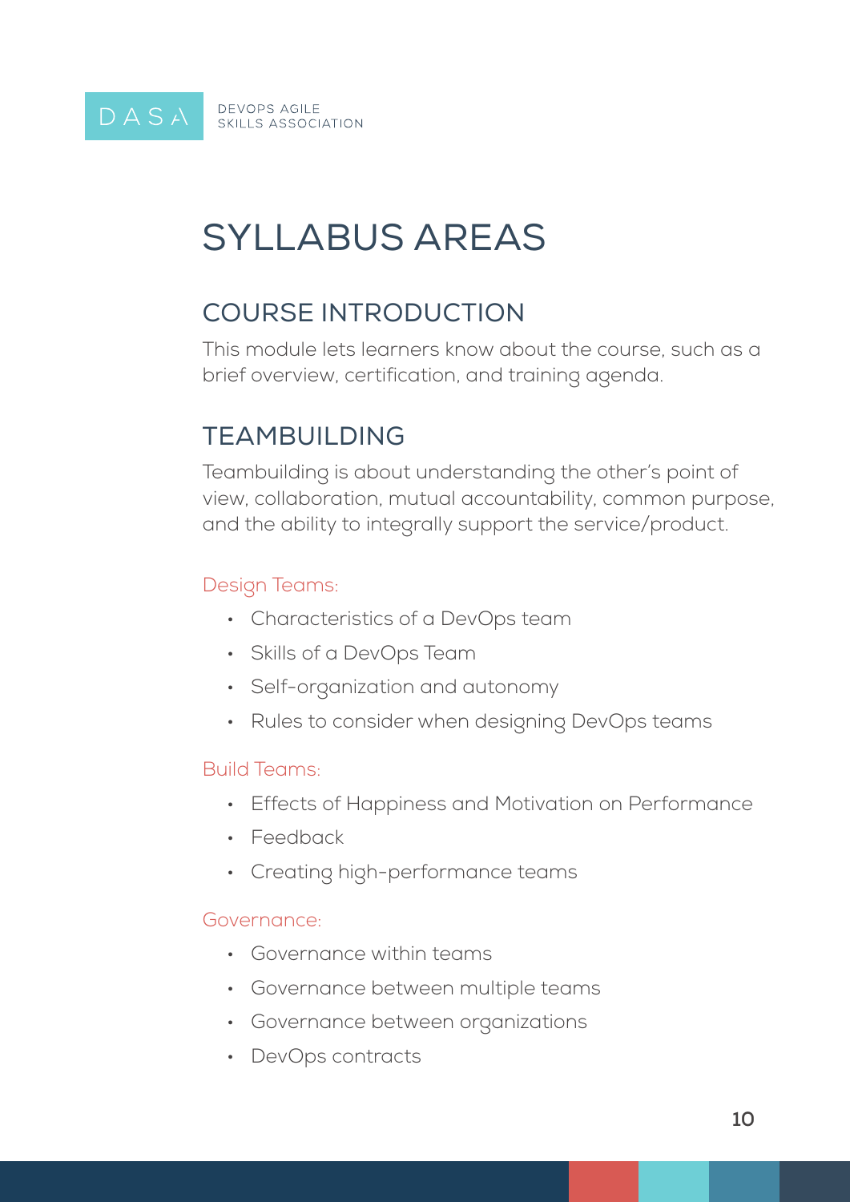# SYLLABUS AREAS

## COURSE INTRODUCTION

This module lets learners know about the course, such as a brief overview, certification, and training agenda.

## TEAMBUILDING

Teambuilding is about understanding the other's point of view, collaboration, mutual accountability, common purpose, and the ability to integrally support the service/product.

### Design Teams:

- Characteristics of a DevOps team
- Skills of a DevOps Team
- Self-organization and autonomy
- Rules to consider when designing DevOps teams

### Build Teams:

- Effects of Happiness and Motivation on Performance
- Feedback
- Creating high-performance teams

### Governance:

- Governance within teams
- Governance between multiple teams
- Governance between organizations
- DevOps contracts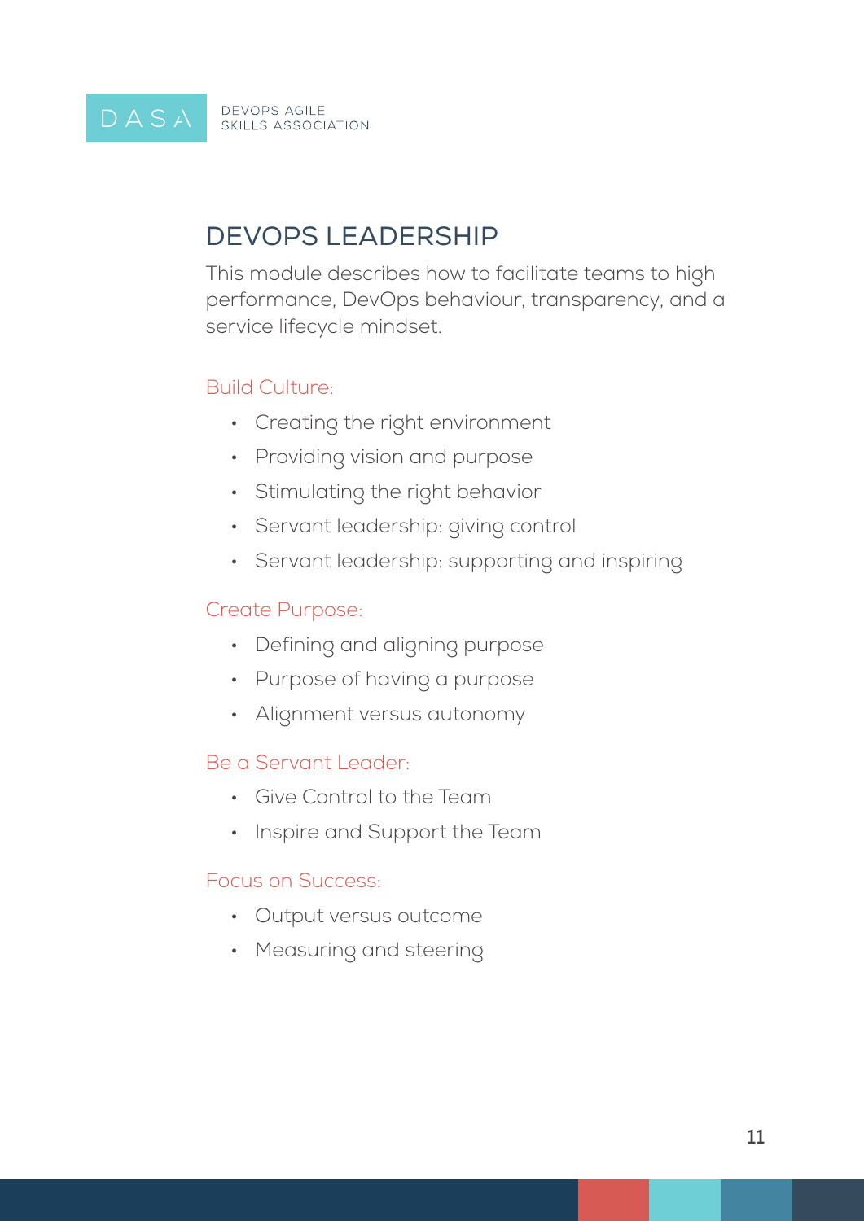## DEVOPS LEADERSHIP

This module describes how to facilitate teams to high performance, DevOps behaviour, transparency, and a service lifecycle mindset.

### Build Culture:

- Creating the right environment
- Providing vision and purpose
- Stimulating the right behavior
- Servant leadership: giving control
- Servant leadership: supporting and inspiring

### Create Purpose:

- Defining and aligning purpose
- Purpose of having a purpose
- Alignment versus autonomy

### Be a Servant Leader:

- Give Control to the Team
- Inspire and Support the Team

### Focus on Success:

- Output versus outcome
- Measuring and steering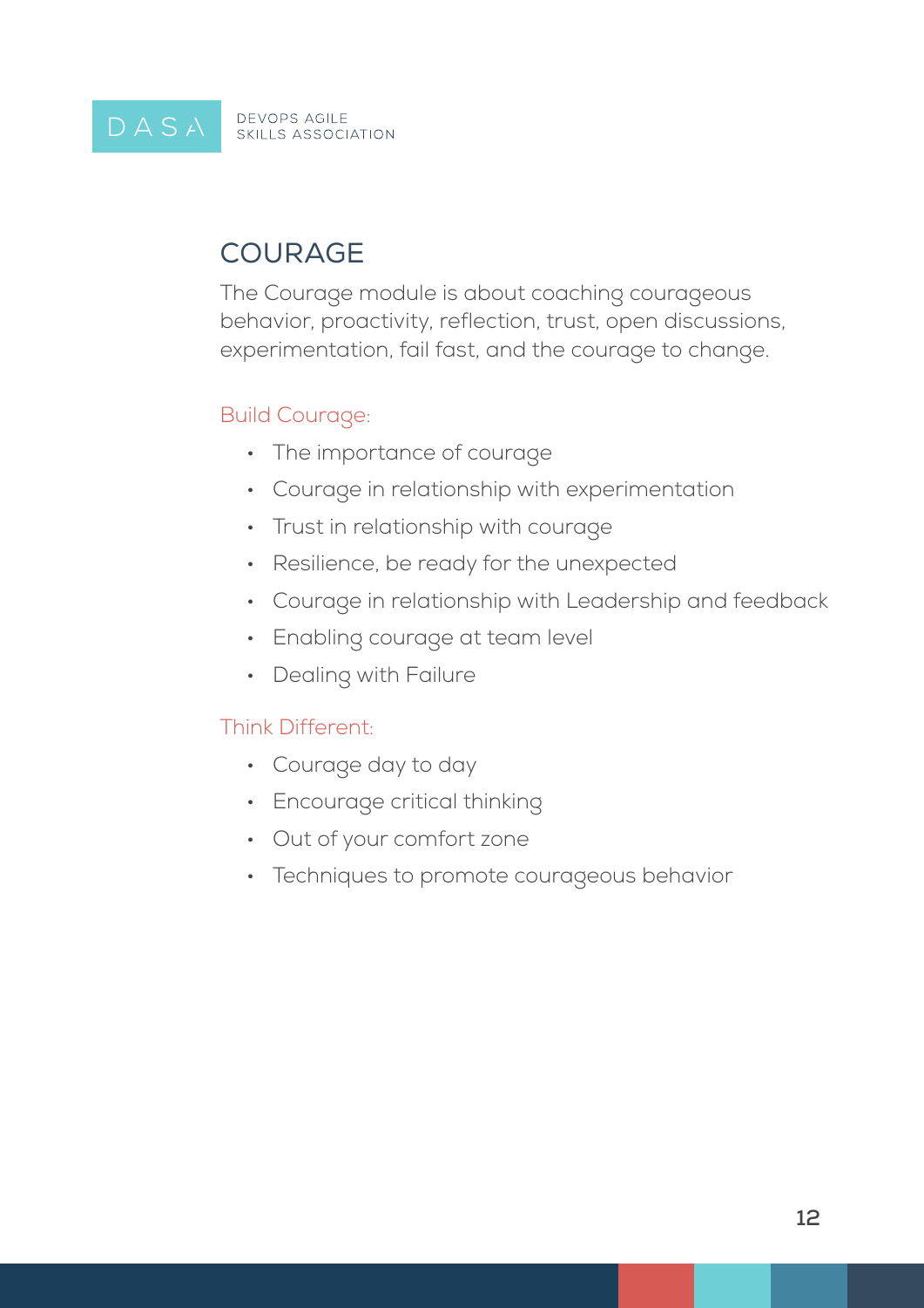## COURAGE

The Courage module is about coaching courageous behavior, proactivity, reflection, trust, open discussions, experimentation, fail fast, and the courage to change.

### Build Courage:

- The importance of courage
- Courage in relationship with experimentation
- Trust in relationship with courage
- Resilience, be ready for the unexpected
- Courage in relationship with Leadership and feedback
- Enabling courage at team level
- Dealing with Failure

### Think Different:

- Courage day to day
- Encourage critical thinking
- Out of your comfort zone
- Techniques to promote courageous behavior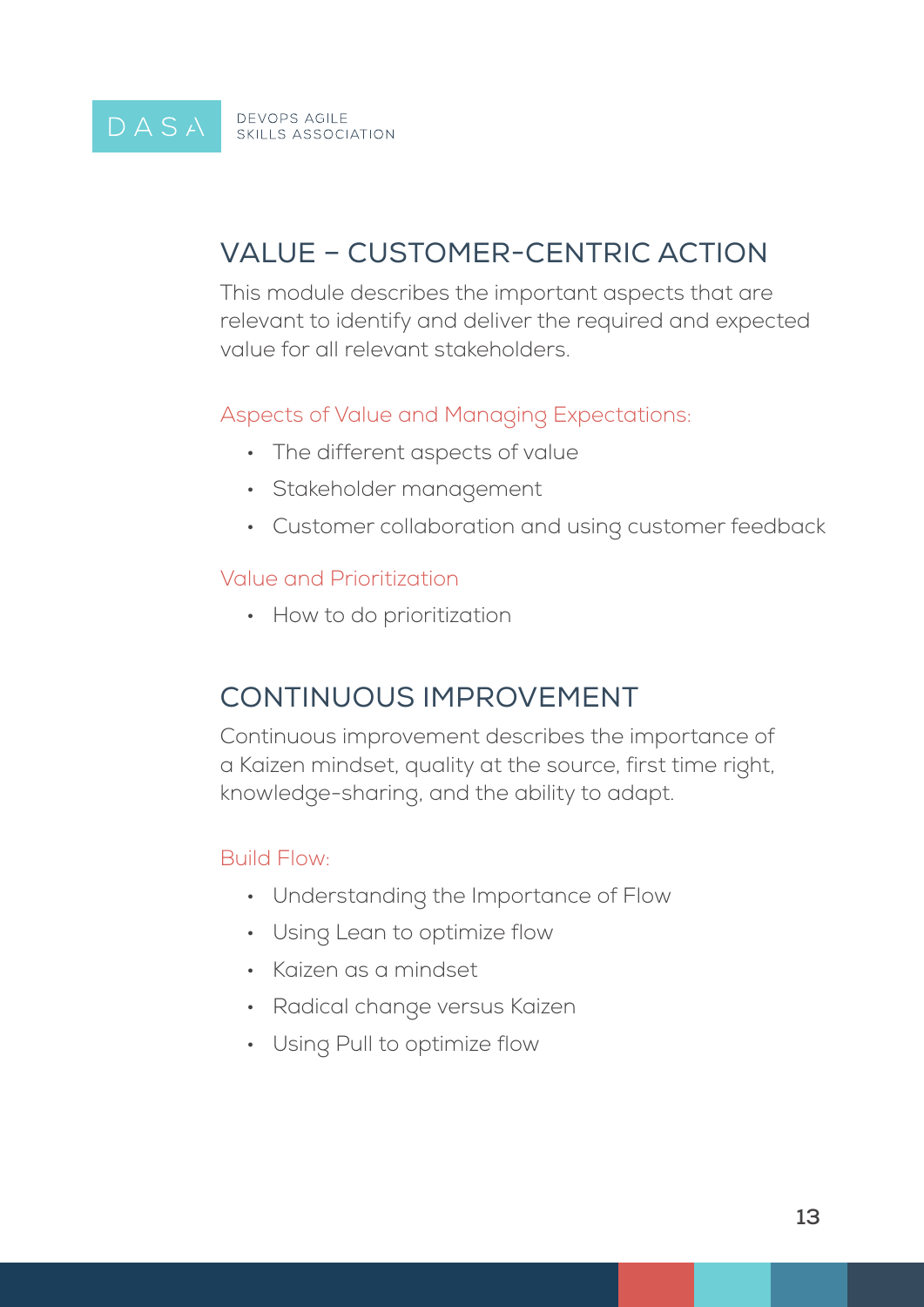## VALUE – CUSTOMER-CENTRIC ACTION

This module describes the important aspects that are relevant to identify and deliver the required and expected value for all relevant stakeholders.

### Aspects of Value and Managing Expectations:

- The different aspects of value
- Stakeholder management
- Customer collaboration and using customer feedback

### Value and Prioritization

- How to do prioritization

## CONTINUOUS IMPROVEMENT

Continuous improvement describes the importance of a Kaizen mindset, quality at the source, first time right, knowledge-sharing, and the ability to adapt.

### Build Flow:

- Understanding the Importance of Flow
- Using Lean to optimize flow
- Kaizen as a mindset
- Radical change versus Kaizen
- Using Pull to optimize flow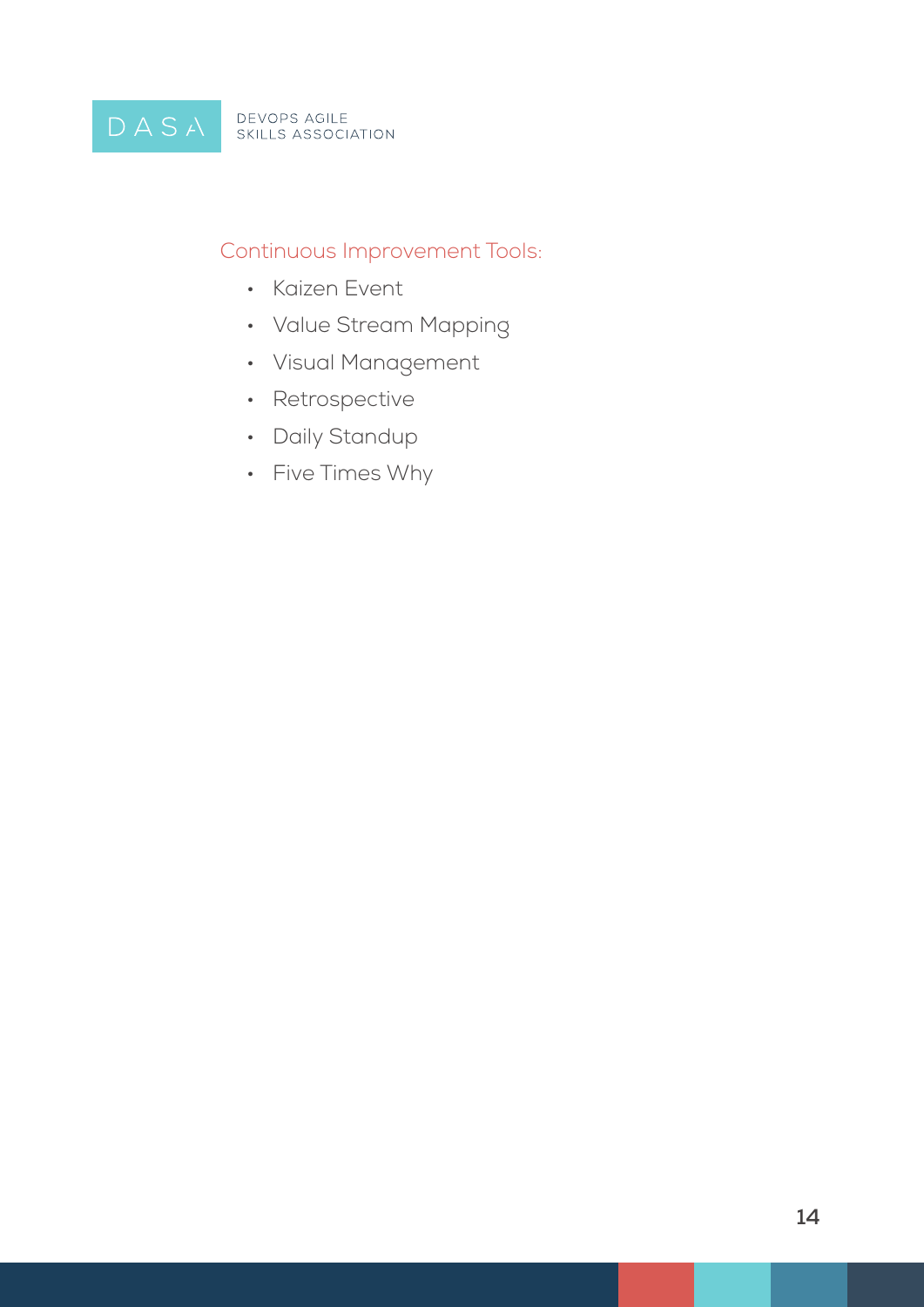Continuous Improvement Tools:

- Kaizen Event
- Value Stream Mapping
- Visual Management
- Retrospective
- Daily Standup
- Five Times Why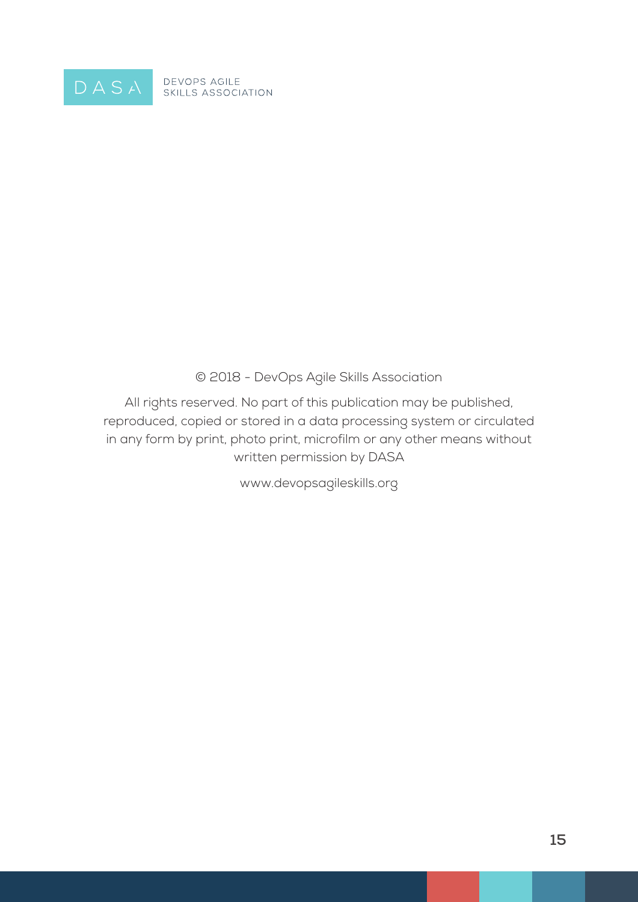DASA DEVOPS AGILE SKILLS ASSOCIATION

© 2018 - DevOps Agile Skills Association

All rights reserved. No part of this publication may be published, reproduced, copied or stored in a data processing system or circulated in any form by print, photo print, microfilm or any other means without written permission by DASA

www.devopsagileskills.org